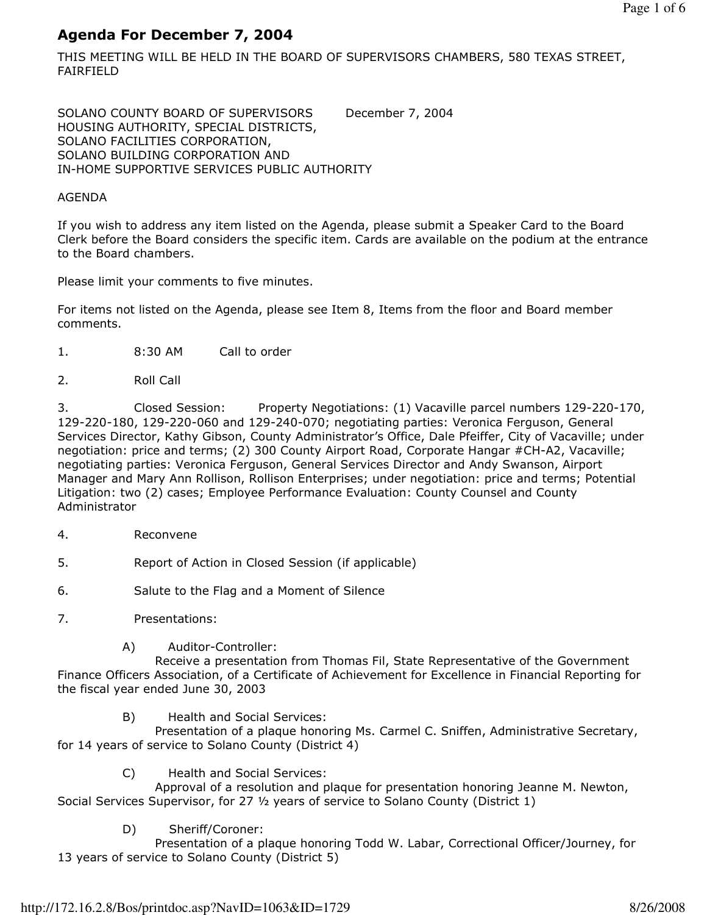# Agenda For December 7, 2004

THIS MEETING WILL BE HELD IN THE BOARD OF SUPERVISORS CHAMBERS, 580 TEXAS STREET, FAIRFIELD

SOLANO COUNTY BOARD OF SUPERVISORS December 7, 2004
HOUSING AUTHORITY, SPECIAL DISTRICTS,
SOLANO FACILITIES CORPORATION,
SOLANO BUILDING CORPORATION AND
IN-HOME SUPPORTIVE SERVICES PUBLIC AUTHORITY

AGENDA

If you wish to address any item listed on the Agenda, please submit a Speaker Card to the Board Clerk before the Board considers the specific item. Cards are available on the podium at the entrance to the Board chambers.

Please limit your comments to five minutes.

For items not listed on the Agenda, please see Item 8, Items from the floor and Board member comments.

1. 8:30 AM Call to order

2. Roll Call

3. Closed Session: Property Negotiations: (1) Vacaville parcel numbers 129-220-170, 129-220-180, 129-220-060 and 129-240-070; negotiating parties: Veronica Ferguson, General Services Director, Kathy Gibson, County Administrator's Office, Dale Pfeiffer, City of Vacaville; under negotiation: price and terms; (2) 300 County Airport Road, Corporate Hangar #CH-A2, Vacaville; negotiating parties: Veronica Ferguson, General Services Director and Andy Swanson, Airport Manager and Mary Ann Rollison, Rollison Enterprises; under negotiation: price and terms; Potential Litigation: two (2) cases; Employee Performance Evaluation: County Counsel and County Administrator

4. Reconvene

5. Report of Action in Closed Session (if applicable)

6. Salute to the Flag and a Moment of Silence

7. Presentations:

A) Auditor-Controller:
Receive a presentation from Thomas Fil, State Representative of the Government Finance Officers Association, of a Certificate of Achievement for Excellence in Financial Reporting for the fiscal year ended June 30, 2003

B) Health and Social Services:
Presentation of a plaque honoring Ms. Carmel C. Sniffen, Administrative Secretary, for 14 years of service to Solano County (District 4)

C) Health and Social Services:
Approval of a resolution and plaque for presentation honoring Jeanne M. Newton, Social Services Supervisor, for 27 ½ years of service to Solano County (District 1)

D) Sheriff/Coroner:
Presentation of a plaque honoring Todd W. Labar, Correctional Officer/Journey, for 13 years of service to Solano County (District 5)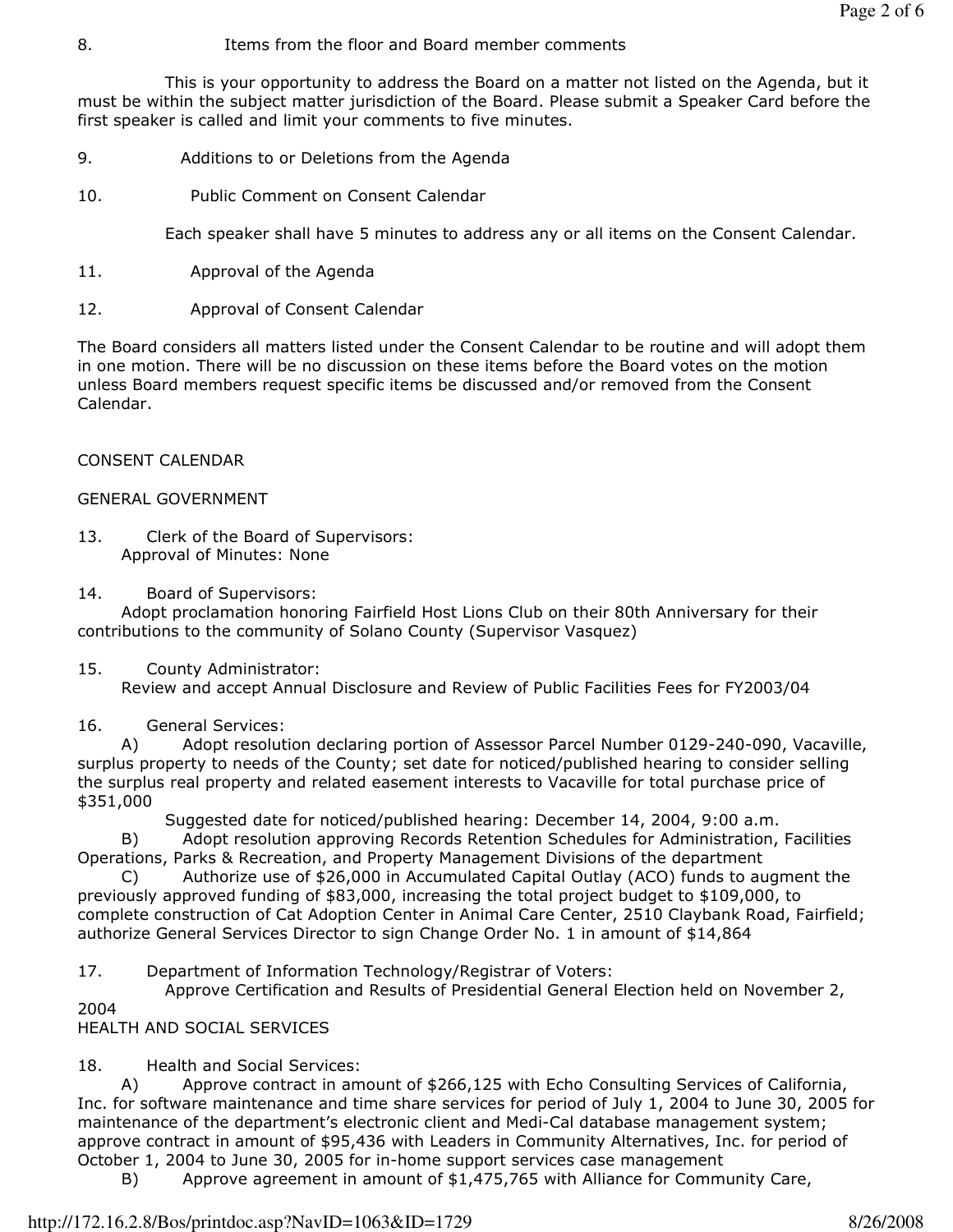8. Items from the floor and Board member comments

This is your opportunity to address the Board on a matter not listed on the Agenda, but it must be within the subject matter jurisdiction of the Board. Please submit a Speaker Card before the first speaker is called and limit your comments to five minutes.

9. Additions to or Deletions from the Agenda

10. Public Comment on Consent Calendar

Each speaker shall have 5 minutes to address any or all items on the Consent Calendar.

11. Approval of the Agenda

12. Approval of Consent Calendar

The Board considers all matters listed under the Consent Calendar to be routine and will adopt them in one motion. There will be no discussion on these items before the Board votes on the motion unless Board members request specific items be discussed and/or removed from the Consent Calendar.

CONSENT CALENDAR

GENERAL GOVERNMENT

13. Clerk of the Board of Supervisors:
Approval of Minutes: None

14. Board of Supervisors:
Adopt proclamation honoring Fairfield Host Lions Club on their 80th Anniversary for their contributions to the community of Solano County (Supervisor Vasquez)

15. County Administrator:
Review and accept Annual Disclosure and Review of Public Facilities Fees for FY2003/04

16. General Services:
A) Adopt resolution declaring portion of Assessor Parcel Number 0129-240-090, Vacaville, surplus property to needs of the County; set date for noticed/published hearing to consider selling the surplus real property and related easement interests to Vacaville for total purchase price of $351,000

Suggested date for noticed/published hearing: December 14, 2004, 9:00 a.m.

B) Adopt resolution approving Records Retention Schedules for Administration, Facilities Operations, Parks & Recreation, and Property Management Divisions of the department

C) Authorize use of $26,000 in Accumulated Capital Outlay (ACO) funds to augment the previously approved funding of $83,000, increasing the total project budget to $109,000, to complete construction of Cat Adoption Center in Animal Care Center, 2510 Claybank Road, Fairfield; authorize General Services Director to sign Change Order No. 1 in amount of $14,864

17. Department of Information Technology/Registrar of Voters:
Approve Certification and Results of Presidential General Election held on November 2, 2004

HEALTH AND SOCIAL SERVICES

18. Health and Social Services:
A) Approve contract in amount of $266,125 with Echo Consulting Services of California, Inc. for software maintenance and time share services for period of July 1, 2004 to June 30, 2005 for maintenance of the department's electronic client and Medi-Cal database management system; approve contract in amount of $95,436 with Leaders in Community Alternatives, Inc. for period of October 1, 2004 to June 30, 2005 for in-home support services case management

B) Approve agreement in amount of $1,475,765 with Alliance for Community Care,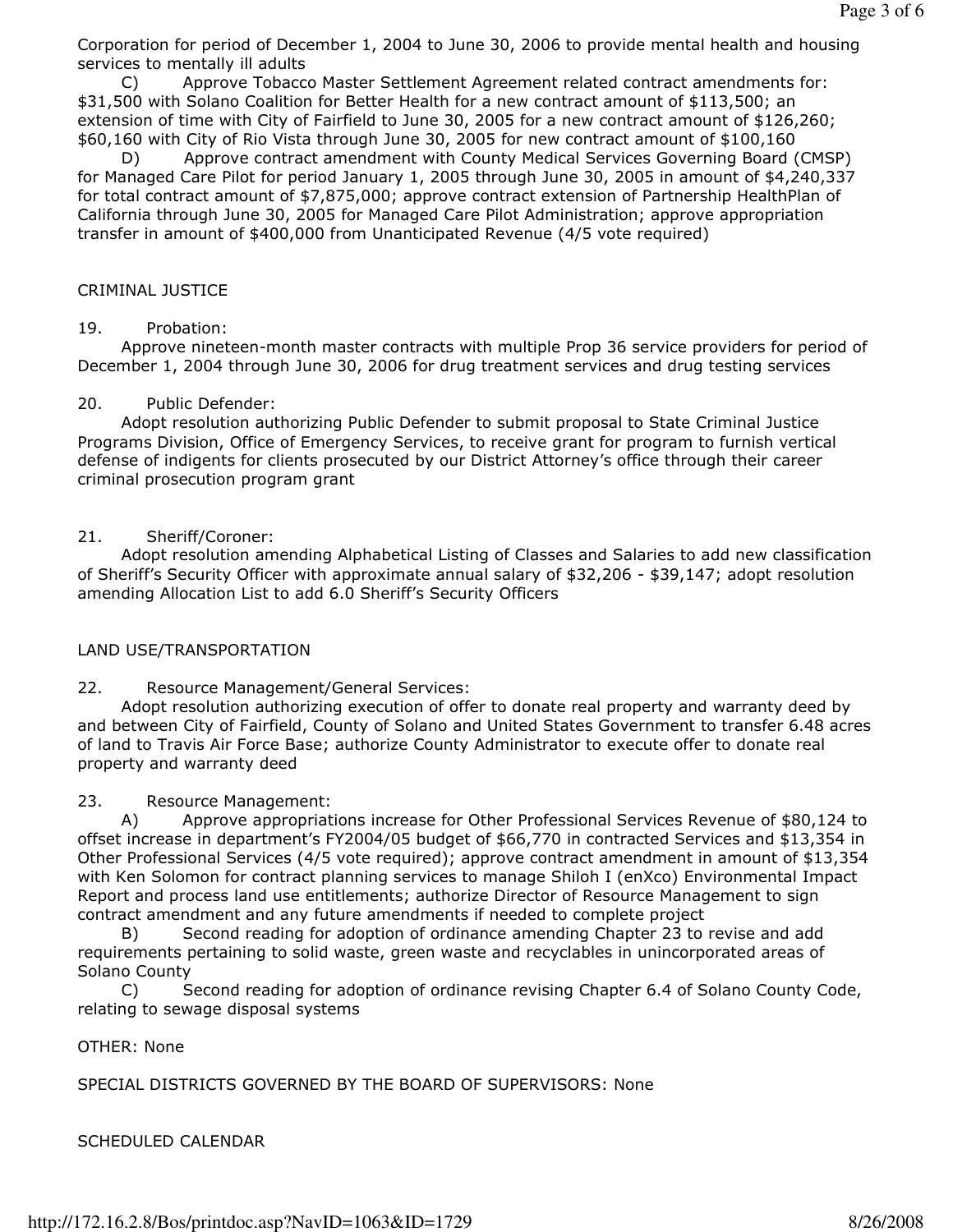Corporation for period of December 1, 2004 to June 30, 2006 to provide mental health and housing services to mentally ill adults

C) Approve Tobacco Master Settlement Agreement related contract amendments for: $31,500 with Solano Coalition for Better Health for a new contract amount of $113,500; an extension of time with City of Fairfield to June 30, 2005 for a new contract amount of $126,260; $60,160 with City of Rio Vista through June 30, 2005 for new contract amount of $100,160

D) Approve contract amendment with County Medical Services Governing Board (CMSP) for Managed Care Pilot for period January 1, 2005 through June 30, 2005 in amount of $4,240,337 for total contract amount of $7,875,000; approve contract extension of Partnership HealthPlan of California through June 30, 2005 for Managed Care Pilot Administration; approve appropriation transfer in amount of $400,000 from Unanticipated Revenue (4/5 vote required)

CRIMINAL JUSTICE

19. Probation:

Approve nineteen-month master contracts with multiple Prop 36 service providers for period of December 1, 2004 through June 30, 2006 for drug treatment services and drug testing services

20. Public Defender:

Adopt resolution authorizing Public Defender to submit proposal to State Criminal Justice Programs Division, Office of Emergency Services, to receive grant for program to furnish vertical defense of indigents for clients prosecuted by our District Attorney's office through their career criminal prosecution program grant

21. Sheriff/Coroner:

Adopt resolution amending Alphabetical Listing of Classes and Salaries to add new classification of Sheriff's Security Officer with approximate annual salary of $32,206 - $39,147; adopt resolution amending Allocation List to add 6.0 Sheriff's Security Officers

LAND USE/TRANSPORTATION

22. Resource Management/General Services:

Adopt resolution authorizing execution of offer to donate real property and warranty deed by and between City of Fairfield, County of Solano and United States Government to transfer 6.48 acres of land to Travis Air Force Base; authorize County Administrator to execute offer to donate real property and warranty deed

23. Resource Management:

A) Approve appropriations increase for Other Professional Services Revenue of $80,124 to offset increase in department's FY2004/05 budget of $66,770 in contracted Services and $13,354 in Other Professional Services (4/5 vote required); approve contract amendment in amount of $13,354 with Ken Solomon for contract planning services to manage Shiloh I (enXco) Environmental Impact Report and process land use entitlements; authorize Director of Resource Management to sign contract amendment and any future amendments if needed to complete project

B) Second reading for adoption of ordinance amending Chapter 23 to revise and add requirements pertaining to solid waste, green waste and recyclables in unincorporated areas of Solano County

C) Second reading for adoption of ordinance revising Chapter 6.4 of Solano County Code, relating to sewage disposal systems

OTHER: None

SPECIAL DISTRICTS GOVERNED BY THE BOARD OF SUPERVISORS: None

SCHEDULED CALENDAR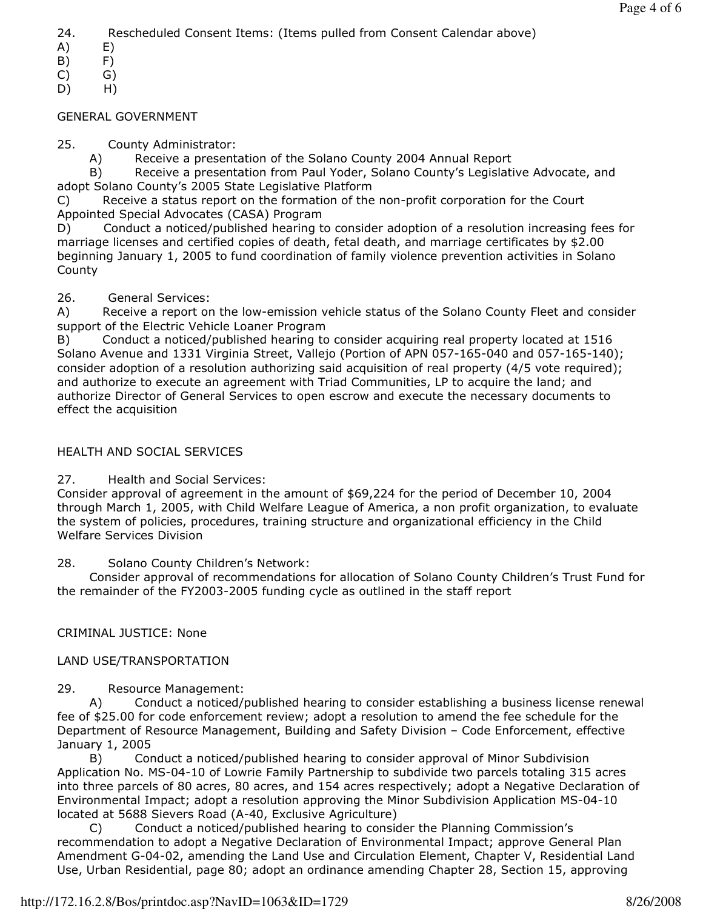24. Rescheduled Consent Items: (Items pulled from Consent Calendar above)

A) E)
B) F)
C) G)
D) H)

GENERAL GOVERNMENT

25. County Administrator:

A) Receive a presentation of the Solano County 2004 Annual Report

B) Receive a presentation from Paul Yoder, Solano County's Legislative Advocate, and adopt Solano County's 2005 State Legislative Platform

C) Receive a status report on the formation of the non-profit corporation for the Court Appointed Special Advocates (CASA) Program

D) Conduct a noticed/published hearing to consider adoption of a resolution increasing fees for marriage licenses and certified copies of death, fetal death, and marriage certificates by $2.00 beginning January 1, 2005 to fund coordination of family violence prevention activities in Solano County

26. General Services:

A) Receive a report on the low-emission vehicle status of the Solano County Fleet and consider support of the Electric Vehicle Loaner Program

B) Conduct a noticed/published hearing to consider acquiring real property located at 1516 Solano Avenue and 1331 Virginia Street, Vallejo (Portion of APN 057-165-040 and 057-165-140); consider adoption of a resolution authorizing said acquisition of real property (4/5 vote required); and authorize to execute an agreement with Triad Communities, LP to acquire the land; and authorize Director of General Services to open escrow and execute the necessary documents to effect the acquisition

HEALTH AND SOCIAL SERVICES

27. Health and Social Services:

Consider approval of agreement in the amount of $69,224 for the period of December 10, 2004 through March 1, 2005, with Child Welfare League of America, a non profit organization, to evaluate the system of policies, procedures, training structure and organizational efficiency in the Child Welfare Services Division

28. Solano County Children's Network:

Consider approval of recommendations for allocation of Solano County Children's Trust Fund for the remainder of the FY2003-2005 funding cycle as outlined in the staff report

CRIMINAL JUSTICE: None

LAND USE/TRANSPORTATION

29. Resource Management:

A) Conduct a noticed/published hearing to consider establishing a business license renewal fee of $25.00 for code enforcement review; adopt a resolution to amend the fee schedule for the Department of Resource Management, Building and Safety Division – Code Enforcement, effective January 1, 2005

B) Conduct a noticed/published hearing to consider approval of Minor Subdivision Application No. MS-04-10 of Lowrie Family Partnership to subdivide two parcels totaling 315 acres into three parcels of 80 acres, 80 acres, and 154 acres respectively; adopt a Negative Declaration of Environmental Impact; adopt a resolution approving the Minor Subdivision Application MS-04-10 located at 5688 Sievers Road (A-40, Exclusive Agriculture)

C) Conduct a noticed/published hearing to consider the Planning Commission's recommendation to adopt a Negative Declaration of Environmental Impact; approve General Plan Amendment G-04-02, amending the Land Use and Circulation Element, Chapter V, Residential Land Use, Urban Residential, page 80; adopt an ordinance amending Chapter 28, Section 15, approving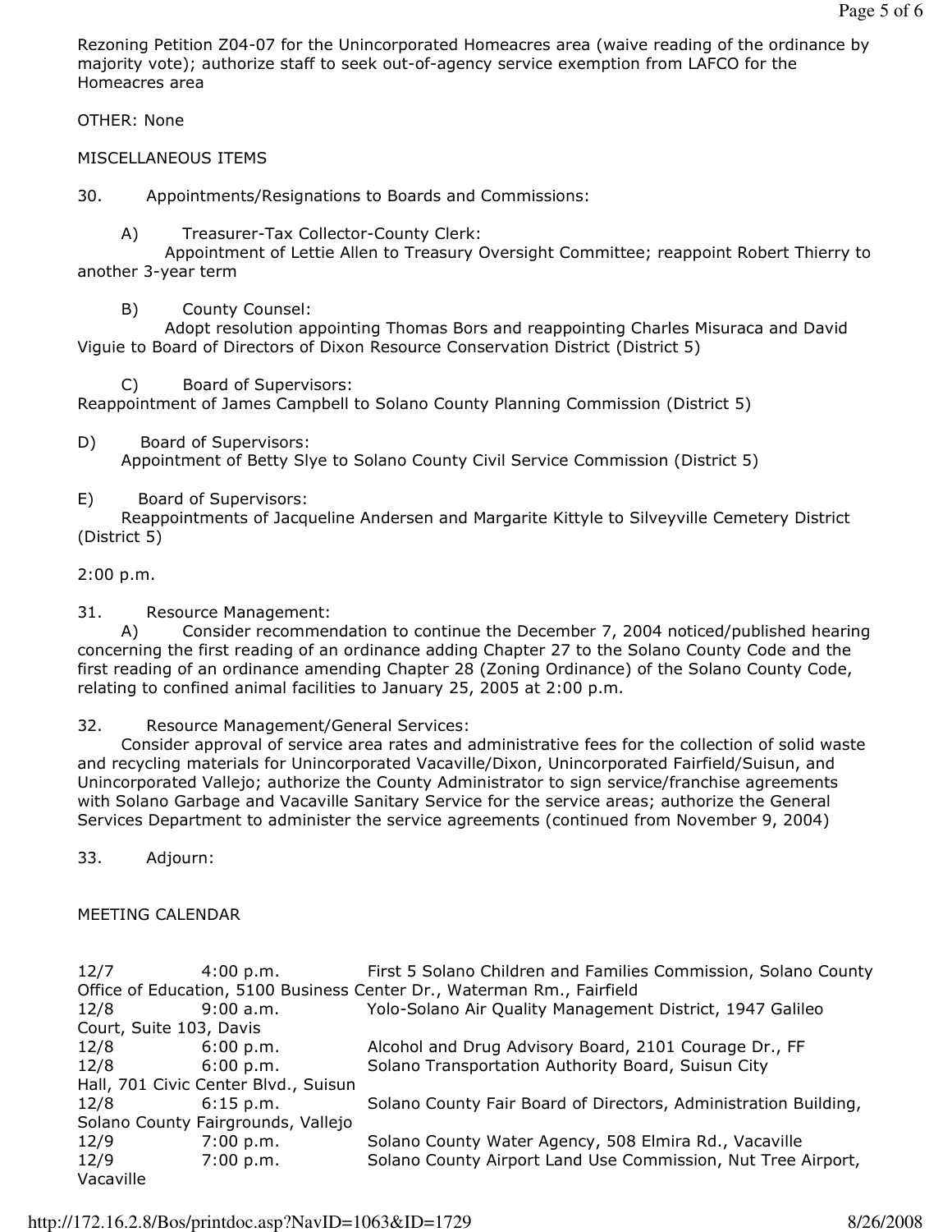Rezoning Petition Z04-07 for the Unincorporated Homeacres area (waive reading of the ordinance by majority vote); authorize staff to seek out-of-agency service exemption from LAFCO for the Homeacres area

OTHER: None

MISCELLANEOUS ITEMS

30. Appointments/Resignations to Boards and Commissions:

A) Treasurer-Tax Collector-County Clerk:
Appointment of Lettie Allen to Treasury Oversight Committee; reappoint Robert Thierry to another 3-year term

B) County Counsel:
Adopt resolution appointing Thomas Bors and reappointing Charles Misuraca and David Viguie to Board of Directors of Dixon Resource Conservation District (District 5)

C) Board of Supervisors:
Reappointment of James Campbell to Solano County Planning Commission (District 5)

D) Board of Supervisors:
Appointment of Betty Slye to Solano County Civil Service Commission (District 5)

E) Board of Supervisors:
Reappointments of Jacqueline Andersen and Margarite Kittyle to Silveyville Cemetery District (District 5)

2:00 p.m.

31. Resource Management:
A) Consider recommendation to continue the December 7, 2004 noticed/published hearing concerning the first reading of an ordinance adding Chapter 27 to the Solano County Code and the first reading of an ordinance amending Chapter 28 (Zoning Ordinance) of the Solano County Code, relating to confined animal facilities to January 25, 2005 at 2:00 p.m.

32. Resource Management/General Services:
Consider approval of service area rates and administrative fees for the collection of solid waste and recycling materials for Unincorporated Vacaville/Dixon, Unincorporated Fairfield/Suisun, and Unincorporated Vallejo; authorize the County Administrator to sign service/franchise agreements with Solano Garbage and Vacaville Sanitary Service for the service areas; authorize the General Services Department to administer the service agreements (continued from November 9, 2004)

33. Adjourn:

MEETING CALENDAR

| | | |
|---|---|---|
| 12/7 | 4:00 p.m. | First 5 Solano Children and Families Commission, Solano County Office of Education, 5100 Business Center Dr., Waterman Rm., Fairfield |
| 12/8 | 9:00 a.m. | Yolo-Solano Air Quality Management District, 1947 Galileo Court, Suite 103, Davis |
| 12/8 | 6:00 p.m. | Alcohol and Drug Advisory Board, 2101 Courage Dr., FF |
| 12/8 | 6:00 p.m. | Solano Transportation Authority Board, Suisun City Hall, 701 Civic Center Blvd., Suisun |
| 12/8 | 6:15 p.m. | Solano County Fair Board of Directors, Administration Building, Solano County Fairgrounds, Vallejo |
| 12/9 | 7:00 p.m. | Solano County Water Agency, 508 Elmira Rd., Vacaville |
| 12/9 | 7:00 p.m. | Solano County Airport Land Use Commission, Nut Tree Airport, Vacaville |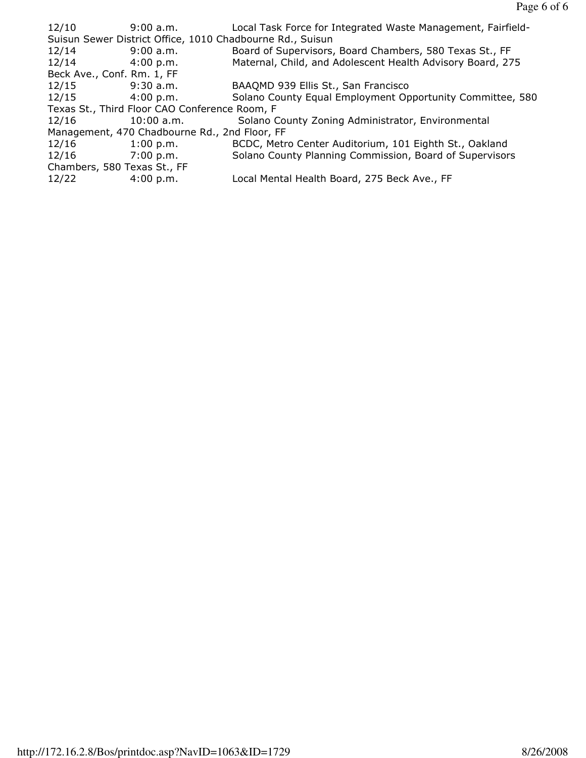12/10 9:00 a.m. Local Task Force for Integrated Waste Management, Fairfield-Suisun Sewer District Office, 1010 Chadbourne Rd., Suisun
12/14 9:00 a.m. Board of Supervisors, Board Chambers, 580 Texas St., FF
12/14 4:00 p.m. Maternal, Child, and Adolescent Health Advisory Board, 275 Beck Ave., Conf. Rm. 1, FF
12/15 9:30 a.m. BAAQMD 939 Ellis St., San Francisco
12/15 4:00 p.m. Solano County Equal Employment Opportunity Committee, 580 Texas St., Third Floor CAO Conference Room, F
12/16 10:00 a.m. Solano County Zoning Administrator, Environmental Management, 470 Chadbourne Rd., 2nd Floor, FF
12/16 1:00 p.m. BCDC, Metro Center Auditorium, 101 Eighth St., Oakland
12/16 7:00 p.m. Solano County Planning Commission, Board of Supervisors Chambers, 580 Texas St., FF
12/22 4:00 p.m. Local Mental Health Board, 275 Beck Ave., FF